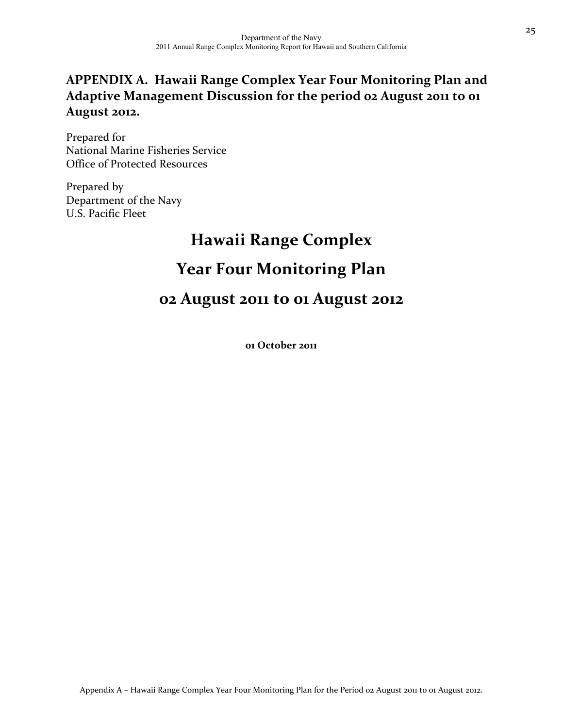**APPENDIX A. Hawaii Range Complex Year Four Monitoring Plan and Adaptive Management Discussion for the period 02 August 2011 to 01 August 2012.**

Prepared for
National Marine Fisheries Service
Office of Protected Resources

Prepared by
Department of the Navy
U.S. Pacific Fleet

# Hawaii Range Complex

# Year Four Monitoring Plan

# 02 August 2011 to 01 August 2012

**01 October 2011**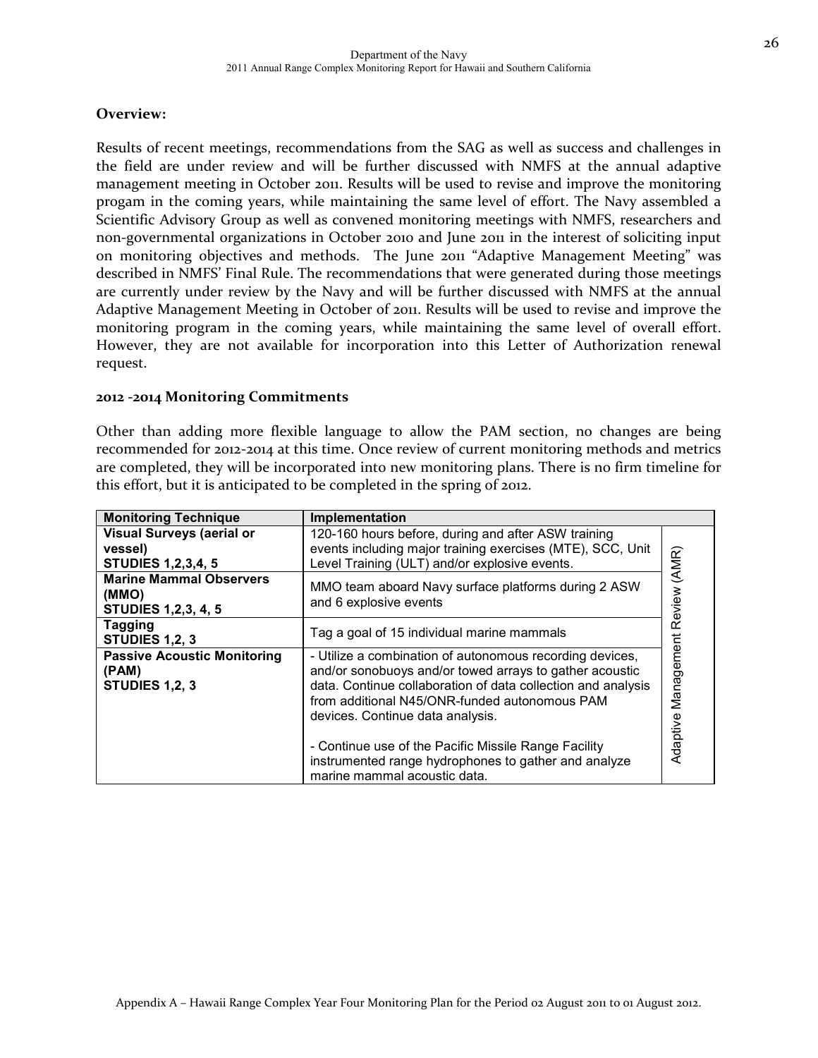## Overview:

Results of recent meetings, recommendations from the SAG as well as success and challenges in the field are under review and will be further discussed with NMFS at the annual adaptive management meeting in October 2011. Results will be used to revise and improve the monitoring progam in the coming years, while maintaining the same level of effort. The Navy assembled a Scientific Advisory Group as well as convened monitoring meetings with NMFS, researchers and non-governmental organizations in October 2010 and June 2011 in the interest of soliciting input on monitoring objectives and methods. The June 2011 "Adaptive Management Meeting" was described in NMFS' Final Rule. The recommendations that were generated during those meetings are currently under review by the Navy and will be further discussed with NMFS at the annual Adaptive Management Meeting in October of 2011. Results will be used to revise and improve the monitoring program in the coming years, while maintaining the same level of overall effort. However, they are not available for incorporation into this Letter of Authorization renewal request.

### 2012 -2014 Monitoring Commitments

Other than adding more flexible language to allow the PAM section, no changes are being recommended for 2012-2014 at this time. Once review of current monitoring methods and metrics are completed, they will be incorporated into new monitoring plans. There is no firm timeline for this effort, but it is anticipated to be completed in the spring of 2012.

| Monitoring Technique | Implementation | |
|---|---|---|
| **Visual Surveys (aerial or vessel)**<br>**STUDIES 1,2,3,4, 5** | 120-160 hours before, during and after ASW training events including major training exercises (MTE), SCC, Unit Level Training (ULT) and/or explosive events. | Adaptive Management Review (AMR) |
| **Marine Mammal Observers (MMO)**<br>**STUDIES 1,2,3, 4, 5** | MMO team aboard Navy surface platforms during 2 ASW and 6 explosive events | |
| **Tagging**<br>**STUDIES 1,2, 3** | Tag a goal of 15 individual marine mammals | |
| **Passive Acoustic Monitoring (PAM)**<br>**STUDIES 1,2, 3** | - Utilize a combination of autonomous recording devices, and/or sonobuoys and/or towed arrays to gather acoustic data. Continue collaboration of data collection and analysis from additional N45/ONR-funded autonomous PAM devices. Continue data analysis.<br><br>- Continue use of the Pacific Missile Range Facility instrumented range hydrophones to gather and analyze marine mammal acoustic data. | |

Appendix A – Hawaii Range Complex Year Four Monitoring Plan for the Period 02 August 2011 to 01 August 2012.